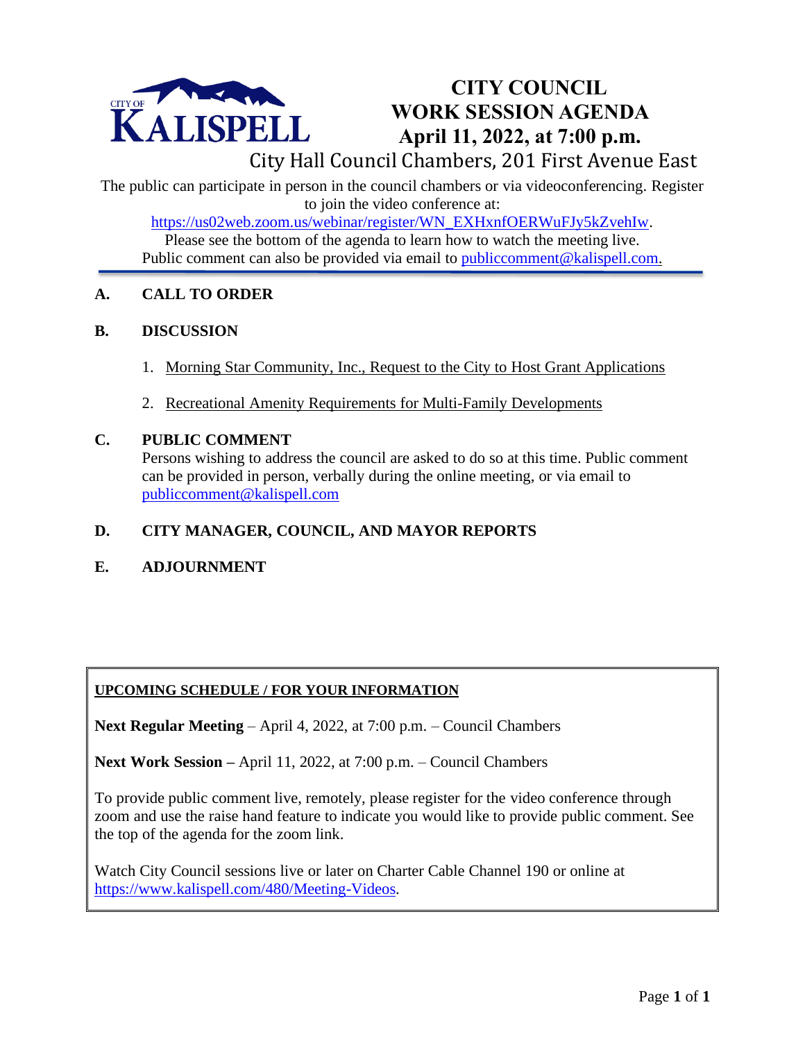CITY OF KALISPELL

# CITY COUNCIL WORK SESSION AGENDA
# April 11, 2022, at 7:00 p.m.

City Hall Council Chambers, 201 First Avenue East

The public can participate in person in the council chambers or via videoconferencing. Register to join the video conference at:
https://us02web.zoom.us/webinar/register/WN_EXHxnfOERWuFJy5kZvehIw.
Please see the bottom of the agenda to learn how to watch the meeting live.
Public comment can also be provided via email to publiccomment@kalispell.com.

## A. CALL TO ORDER

## B. DISCUSSION

1. Morning Star Community, Inc., Request to the City to Host Grant Applications
2. Recreational Amenity Requirements for Multi-Family Developments

## C. PUBLIC COMMENT

Persons wishing to address the council are asked to do so at this time. Public comment can be provided in person, verbally during the online meeting, or via email to publiccomment@kalispell.com

## D. CITY MANAGER, COUNCIL, AND MAYOR REPORTS

## E. ADJOURNMENT

**UPCOMING SCHEDULE / FOR YOUR INFORMATION**

**Next Regular Meeting** – April 4, 2022, at 7:00 p.m. – Council Chambers

**Next Work Session –** April 11, 2022, at 7:00 p.m. – Council Chambers

To provide public comment live, remotely, please register for the video conference through zoom and use the raise hand feature to indicate you would like to provide public comment. See the top of the agenda for the zoom link.

Watch City Council sessions live or later on Charter Cable Channel 190 or online at https://www.kalispell.com/480/Meeting-Videos.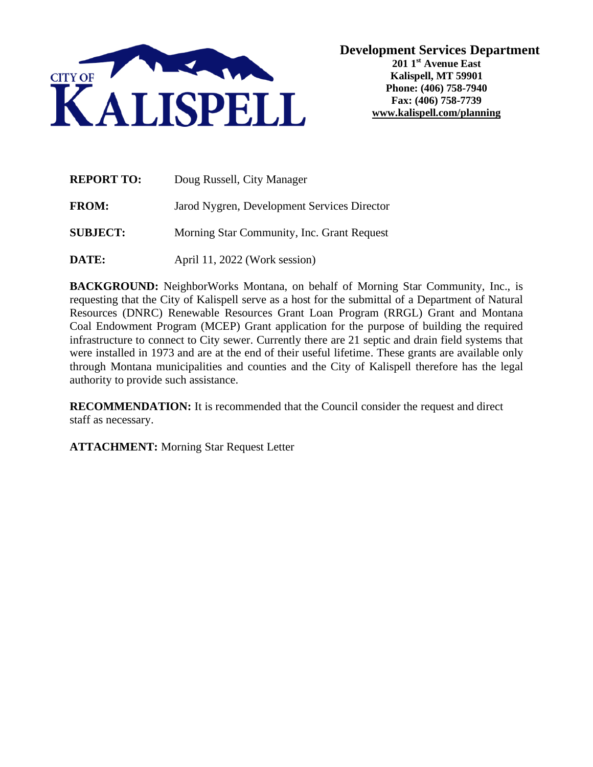CITY OF KALISPELL

**Development Services Department**
**201 1st Avenue East**
**Kalispell, MT 59901**
**Phone: (406) 758-7940**
**Fax: (406) 758-7739**
**www.kalispell.com/planning**

**REPORT TO:** Doug Russell, City Manager

**FROM:** Jarod Nygren, Development Services Director

**SUBJECT:** Morning Star Community, Inc. Grant Request

**DATE:** April 11, 2022 (Work session)

**BACKGROUND:** NeighborWorks Montana, on behalf of Morning Star Community, Inc., is requesting that the City of Kalispell serve as a host for the submittal of a Department of Natural Resources (DNRC) Renewable Resources Grant Loan Program (RRGL) Grant and Montana Coal Endowment Program (MCEP) Grant application for the purpose of building the required infrastructure to connect to City sewer. Currently there are 21 septic and drain field systems that were installed in 1973 and are at the end of their useful lifetime. These grants are available only through Montana municipalities and counties and the City of Kalispell therefore has the legal authority to provide such assistance.

**RECOMMENDATION:** It is recommended that the Council consider the request and direct staff as necessary.

**ATTACHMENT:** Morning Star Request Letter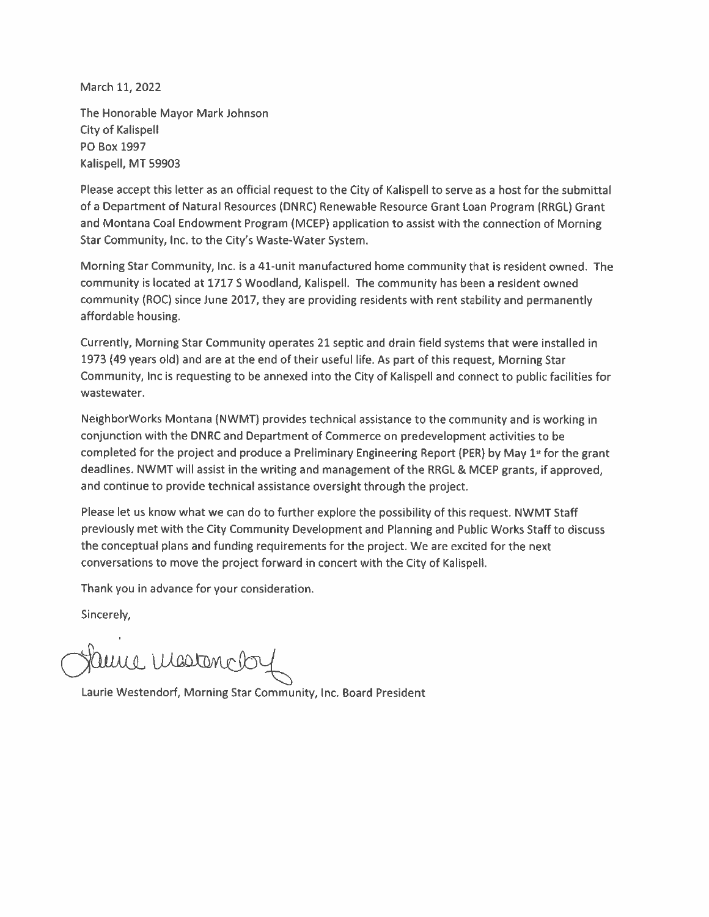March 11, 2022

The Honorable Mayor Mark Johnson
City of Kalispell
PO Box 1997
Kalispell, MT 59903

Please accept this letter as an official request to the City of Kalispell to serve as a host for the submittal of a Department of Natural Resources (DNRC) Renewable Resource Grant Loan Program (RRGL) Grant and Montana Coal Endowment Program (MCEP) application to assist with the connection of Morning Star Community, Inc. to the City's Waste-Water System.

Morning Star Community, Inc. is a 41-unit manufactured home community that is resident owned. The community is located at 1717 S Woodland, Kalispell. The community has been a resident owned community (ROC) since June 2017, they are providing residents with rent stability and permanently affordable housing.

Currently, Morning Star Community operates 21 septic and drain field systems that were installed in 1973 (49 years old) and are at the end of their useful life. As part of this request, Morning Star Community, Inc is requesting to be annexed into the City of Kalispell and connect to public facilities for wastewater.

NeighborWorks Montana (NWMT) provides technical assistance to the community and is working in conjunction with the DNRC and Department of Commerce on predevelopment activities to be completed for the project and produce a Preliminary Engineering Report (PER) by May 1st for the grant deadlines. NWMT will assist in the writing and management of the RRGL & MCEP grants, if approved, and continue to provide technical assistance oversight through the project.

Please let us know what we can do to further explore the possibility of this request. NWMT Staff previously met with the City Community Development and Planning and Public Works Staff to discuss the conceptual plans and funding requirements for the project. We are excited for the next conversations to move the project forward in concert with the City of Kalispell.

Thank you in advance for your consideration.

Sincerely,

Laurie Westendorf

Laurie Westendorf, Morning Star Community, Inc. Board President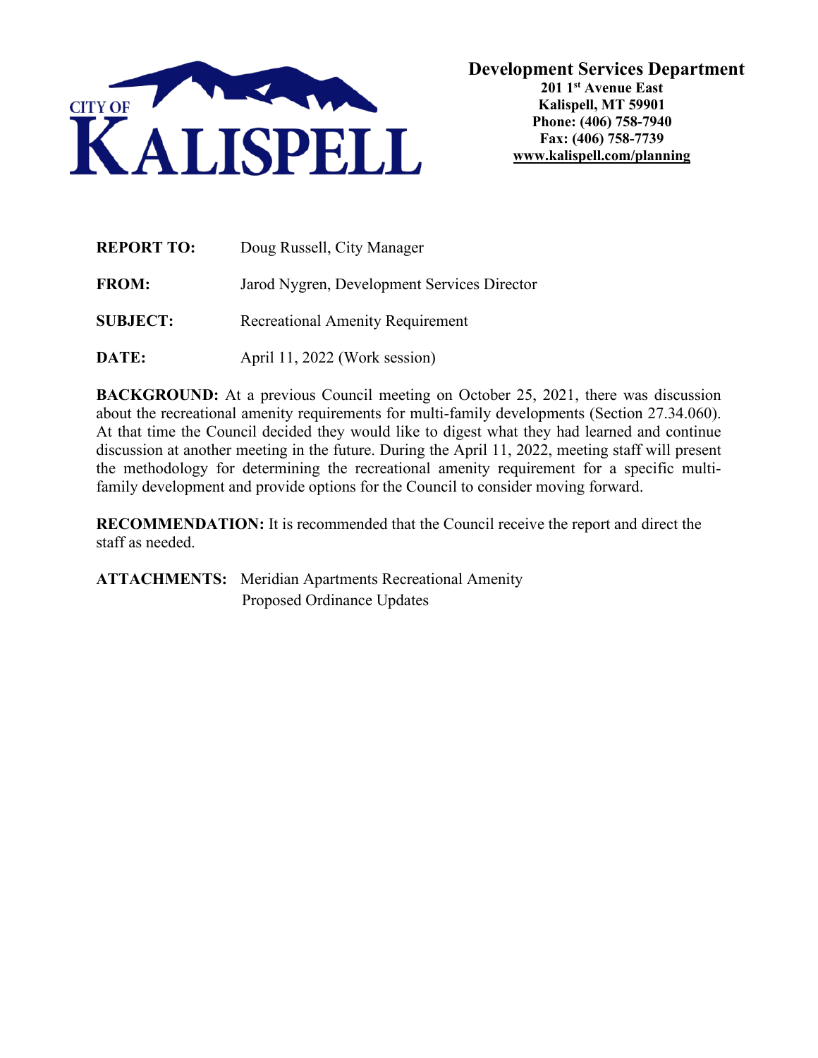CITY OF KALISPELL

**Development Services Department**
**201 1st Avenue East**
**Kalispell, MT 59901**
**Phone: (406) 758-7940**
**Fax: (406) 758-7739**
**www.kalispell.com/planning**

**REPORT TO:** Doug Russell, City Manager

**FROM:** Jarod Nygren, Development Services Director

**SUBJECT:** Recreational Amenity Requirement

**DATE:** April 11, 2022 (Work session)

**BACKGROUND:** At a previous Council meeting on October 25, 2021, there was discussion about the recreational amenity requirements for multi-family developments (Section 27.34.060). At that time the Council decided they would like to digest what they had learned and continue discussion at another meeting in the future. During the April 11, 2022, meeting staff will present the methodology for determining the recreational amenity requirement for a specific multi-family development and provide options for the Council to consider moving forward.

**RECOMMENDATION:** It is recommended that the Council receive the report and direct the staff as needed.

**ATTACHMENTS:** Meridian Apartments Recreational Amenity
Proposed Ordinance Updates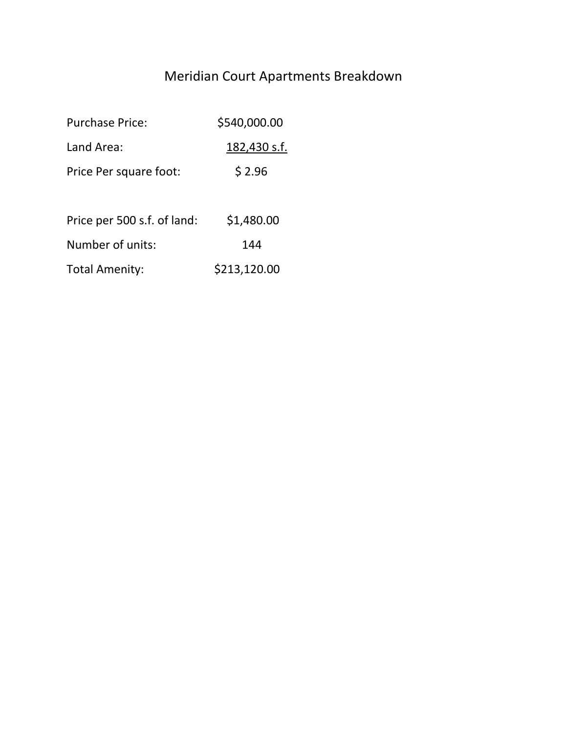# Meridian Court Apartments Breakdown

| | |
|---|---|
| Purchase Price: | $540,000.00 |
| Land Area: | 182,430 s.f. |
| Price Per square foot: | $ 2.96 |
| | |
| Price per 500 s.f. of land: | $1,480.00 |
| Number of units: | 144 |
| Total Amenity: | $213,120.00 |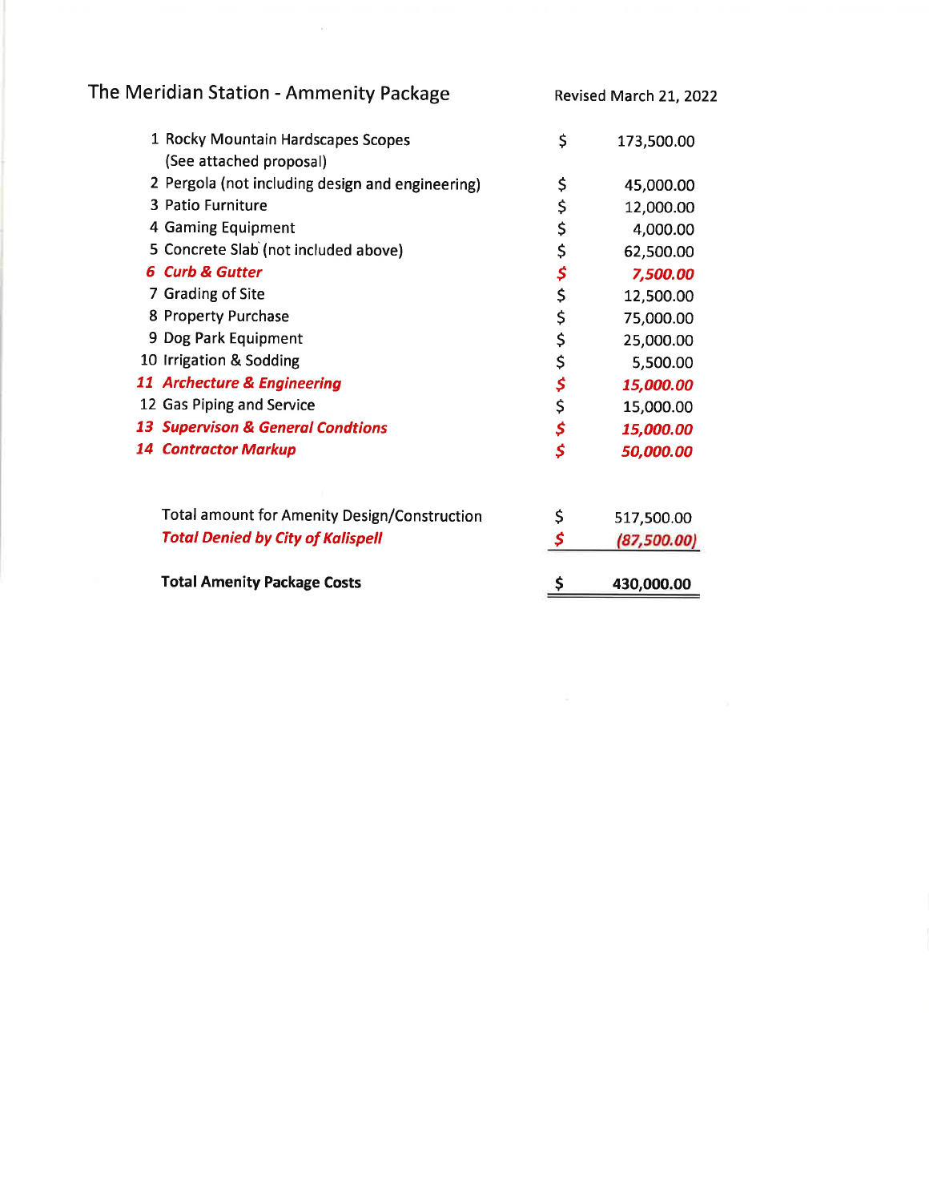# The Meridian Station - Ammenity Package

Revised March 21, 2022

| | Item | | Amount |
|---|---|---|---|
| 1 | Rocky Mountain Hardscapes Scopes (See attached proposal) | $ | 173,500.00 |
| 2 | Pergola (not including design and engineering) | $ | 45,000.00 |
| 3 | Patio Furniture | $ | 12,000.00 |
| 4 | Gaming Equipment | $ | 4,000.00 |
| 5 | Concrete Slab (not included above) | $ | 62,500.00 |
| ***6*** | ***Curb & Gutter*** | ***$*** | ***7,500.00*** |
| 7 | Grading of Site | $ | 12,500.00 |
| 8 | Property Purchase | $ | 75,000.00 |
| 9 | Dog Park Equipment | $ | 25,000.00 |
| 10 | Irrigation & Sodding | $ | 5,500.00 |
| ***11*** | ***Archecture & Engineering*** | ***$*** | ***15,000.00*** |
| 12 | Gas Piping and Service | $ | 15,000.00 |
| ***13*** | ***Supervison & General Condtions*** | ***$*** | ***15,000.00*** |
| ***14*** | ***Contractor Markup*** | ***$*** | ***50,000.00*** |
| | Total amount for Amenity Design/Construction | $ | 517,500.00 |
| | ***Total Denied by City of Kalispell*** | ***$*** | ***(87,500.00)*** |
| | **Total Amenity Package Costs** | **$** | **430,000.00** |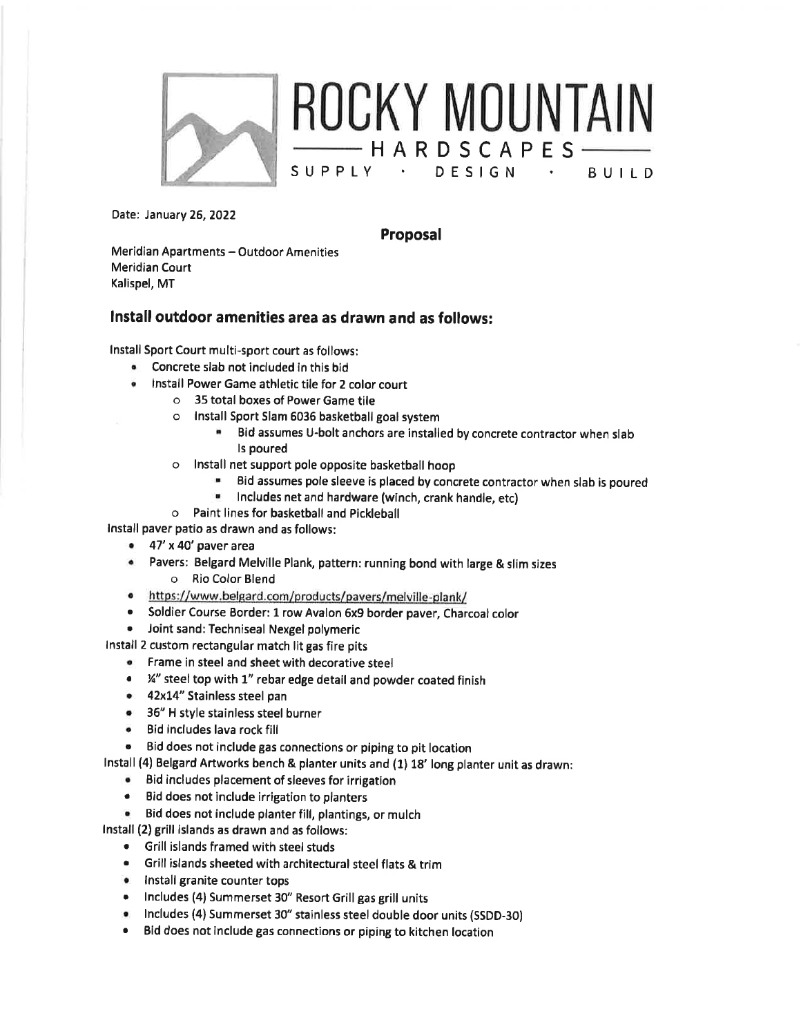# ROCKY MOUNTAIN
## HARDSCAPES
SUPPLY · DESIGN · BUILD

Date: January 26, 2022

## Proposal

Meridian Apartments – Outdoor Amenities
Meridian Court
Kalispel, MT

### Install outdoor amenities area as drawn and as follows:

Install Sport Court multi-sport court as follows:

- Concrete slab not included in this bid
- Install Power Game athletic tile for 2 color court
    - 35 total boxes of Power Game tile
    - Install Sport Slam 6036 basketball goal system
        - Bid assumes U-bolt anchors are installed by concrete contractor when slab is poured
    - Install net support pole opposite basketball hoop
        - Bid assumes pole sleeve is placed by concrete contractor when slab is poured
        - Includes net and hardware (winch, crank handle, etc)
    - Paint lines for basketball and Pickleball

Install paver patio as drawn and as follows:

- 47' x 40' paver area
- Pavers: Belgard Melville Plank, pattern: running bond with large & slim sizes
    - Rio Color Blend
- https://www.belgard.com/products/pavers/melville-plank/
- Soldier Course Border: 1 row Avalon 6x9 border paver, Charcoal color
- Joint sand: Techniseal Nexgel polymeric

Install 2 custom rectangular match lit gas fire pits

- Frame in steel and sheet with decorative steel
- ¼" steel top with 1" rebar edge detail and powder coated finish
- 42x14" Stainless steel pan
- 36" H style stainless steel burner
- Bid includes lava rock fill
- Bid does not include gas connections or piping to pit location

Install (4) Belgard Artworks bench & planter units and (1) 18' long planter unit as drawn:

- Bid includes placement of sleeves for irrigation
- Bid does not include irrigation to planters
- Bid does not include planter fill, plantings, or mulch

Install (2) grill islands as drawn and as follows:

- Grill islands framed with steel studs
- Grill islands sheeted with architectural steel flats & trim
- Install granite counter tops
- Includes (4) Summerset 30" Resort Grill gas grill units
- Includes (4) Summerset 30" stainless steel double door units (SSDD-30)
- Bid does not include gas connections or piping to kitchen location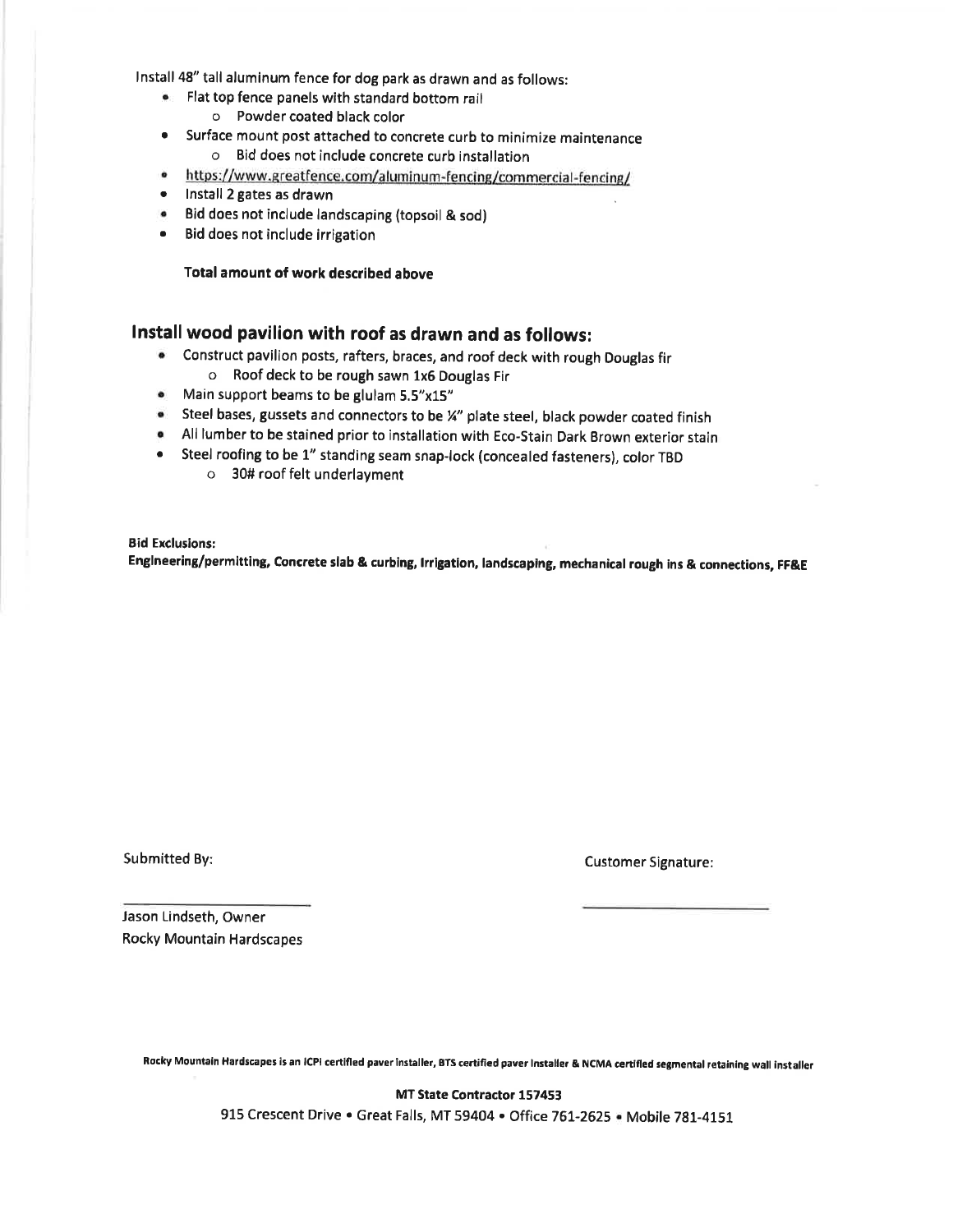Install 48" tall aluminum fence for dog park as drawn and as follows:

- Flat top fence panels with standard bottom rail
  - Powder coated black color
- Surface mount post attached to concrete curb to minimize maintenance
  - Bid does not include concrete curb installation
- https://www.greatfence.com/aluminum-fencing/commercial-fencing/
- Install 2 gates as drawn
- Bid does not include landscaping (topsoil & sod)
- Bid does not include irrigation

**Total amount of work described above**

## Install wood pavilion with roof as drawn and as follows:

- Construct pavilion posts, rafters, braces, and roof deck with rough Douglas fir
  - Roof deck to be rough sawn 1x6 Douglas Fir
- Main support beams to be glulam 5.5"x15"
- Steel bases, gussets and connectors to be ¼" plate steel, black powder coated finish
- All lumber to be stained prior to installation with Eco-Stain Dark Brown exterior stain
- Steel roofing to be 1" standing seam snap-lock (concealed fasteners), color TBD
  - 30# roof felt underlayment

**Bid Exclusions:**
**Engineering/permitting, Concrete slab & curbing, Irrigation, landscaping, mechanical rough ins & connections, FF&E**

Submitted By:

Customer Signature:

Jason Lindseth, Owner
Rocky Mountain Hardscapes

**Rocky Mountain Hardscapes is an ICPI certified paver installer, BTS certified paver installer & NCMA certified segmental retaining wall installer**

**MT State Contractor 157453**

915 Crescent Drive • Great Falls, MT 59404 • Office 761-2625 • Mobile 781-4151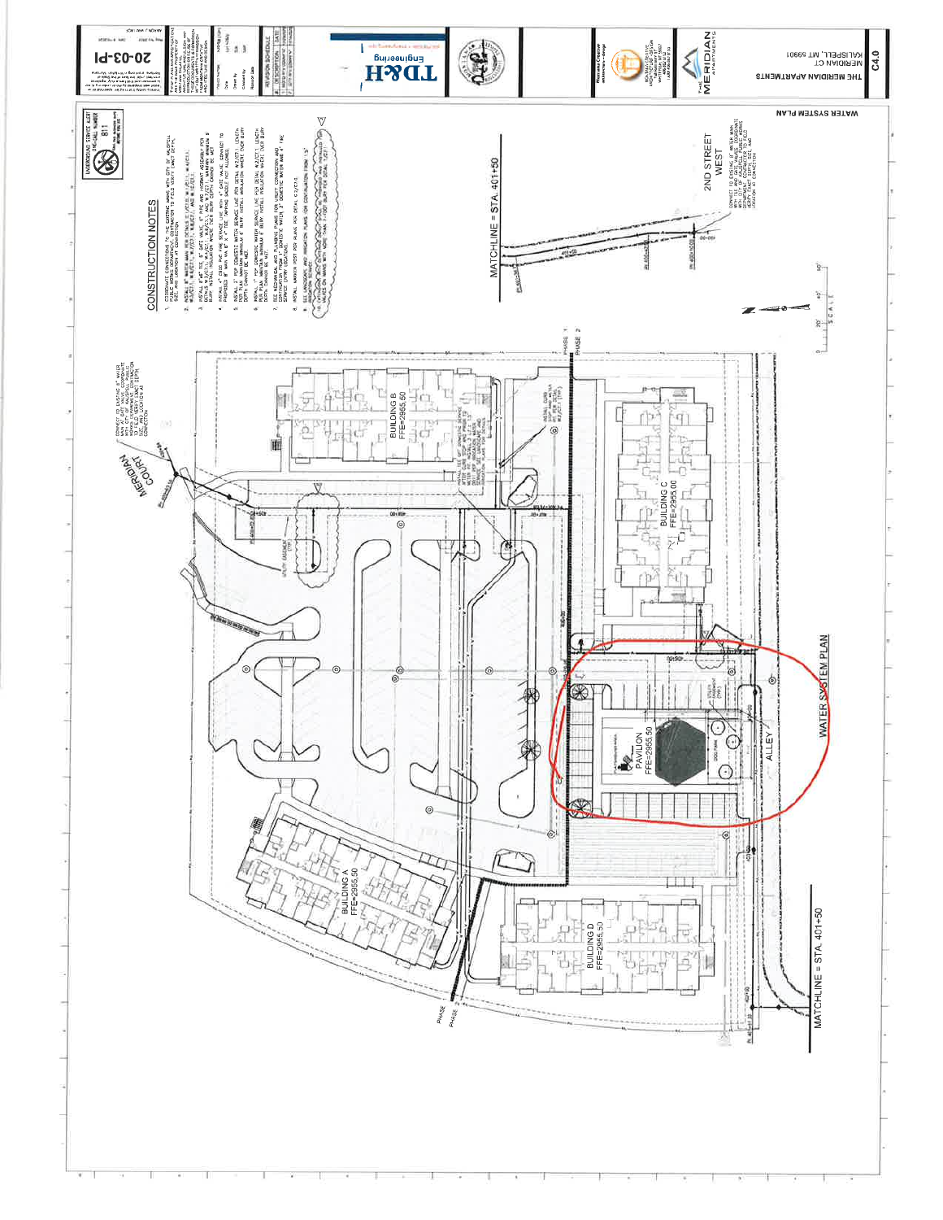# THE MERIDIAN APARTMENTS

MERIDIAN CT
KALISPELL, MT 59901

C4.0

## WATER SYSTEM PLAN

TD&H Engineering

20-03-PI

## CONSTRUCTION NOTES

1. COORDINATE CONNECTIONS TO THE EXISTING MAINS WITH CITY OF KALISPELL PUBLIC WORKS DEPARTMENT. CONTRACTOR TO FIELD VERIFY EXACT DEPTH, SIZE, AND LOCATION AT CONNECTION.
2. INSTALL 8" WATER MAIN PER DETAILS ... AND 8" BENDS.
3. INSTALL 8"x6" TEE, 6" GATE VALVE, 6" PIPE AND HYDRANT ASSEMBLY PER DETAILS ... MAINTAIN MINIMUM ... BURY. INSTALL INSULATION WHERE COVER BURY DEPTH CANNOT BE MET.
4. INSTALL 4" C900 PVC FIRE SERVICE LINE WITH 4" GATE VALVE. CONNECT TO PROPOSED 8" MAIN VIA 8"x4" TEE. ... INSTALL INSULATION WHERE COVER BURY DEPTH CANNOT BE MET.
5. INSTALL 2" PEP DOMESTIC WATER SERVICE LINE PER DETAIL ... LENGTH PER PLAN. MAINTAIN MINIMUM 6' BURY. INSTALL INSULATION WHERE COVER BURY DEPTH CANNOT BE MET.
6. INSTALL 1" PEP DOMESTIC WATER SERVICE LINE PER DETAIL ... LENGTH PER PLAN. MAINTAIN MINIMUM 6' BURY. INSTALL INSULATION WHERE COVER BURY DEPTH CANNOT BE MET.
7. SEE MECHANICAL AND PLUMBING PLANS FOR UTILITY CONNECTION AND CONTINUATION FROM 5' OUTSIDE OF BUILDING FACE.
8. INSTALL WATER METER ... PER DETAIL ...
9. SEE LANDSCAPE AND IRRIGATION PLANS FOR CONTINUATION FROM 1.5" IRRIGATION SERVICE.
10. ... VALVES ON MAINS WITH MORE THAN 7-FOOT BURY PER DETAIL ...

UNDERGROUND SERVICE ALERT ONE-CALL NUMBER 811

MERIDIAN COURT

CONNECT TO EXISTING 8" WATER MAIN AT ... COORDINATE WITH CITY OF KALISPELL PUBLIC WORKS DEPARTMENT. CONTRACTOR TO FIELD VERIFY EXACT SIZE AND LOCATION AT CONNECTION.

BUILDING A
FFE=2955.50

BUILDING B
FFE=2955.50

BUILDING C
FFE=2955.00

BUILDING D
FFE=2955.50

PAVILION
FFE=2953.50

ALLEY

2ND STREET WEST

CONNECT TO EXISTING 8" WATER MAIN ... COORDINATE WITH CITY OF KALISPELL PUBLIC WORKS DEPARTMENT. CONTRACTOR TO FIELD VERIFY EXACT DEPTH, SIZE, AND LOCATION AT CONNECTION.

MATCHLINE = STA. 401+50

MATCHLINE = STA. 401+50

PHASE 1
PHASE 2

WATER SYSTEM PLAN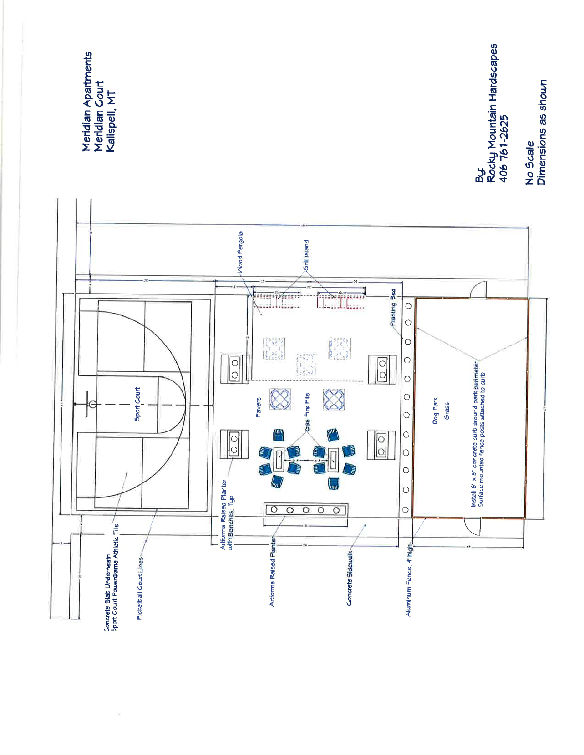Meridian Apartments
Meridian Court
Kalispell, MT

By:
Rocky Mountain Hardscapes
406 761-2625

No Scale
Dimensions as shown

Wood Pergola

Grill Island

Planting Bed

Sport Court

Pavers

Gas Fire Pits

Dog Park
Grass

Install 6" x 8" concrete curb around park perimeter
Surface mounted fence posts attached to curb

Concrete Slab Underneath
Sport Court PowerGame Athletic Tile

Pickelball Court Lines

Artforms Raised Planter
with Benches, Typ

Artforms Raised Planter

Concrete Sidewalk

Aluminum Fence, 4' high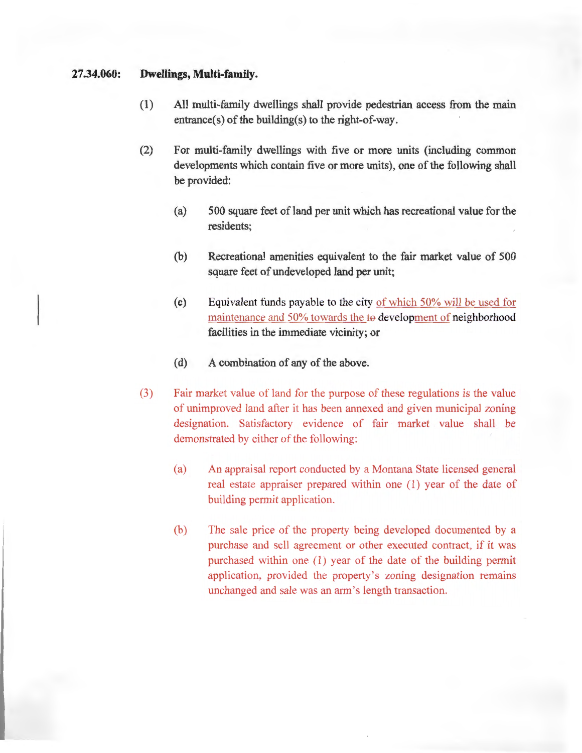**27.34.060: Dwellings, Multi-family.**

(1) All multi-family dwellings shall provide pedestrian access from the main entrance(s) of the building(s) to the right-of-way.

(2) For multi-family dwellings with five or more units (including common developments which contain five or more units), one of the following shall be provided:

(a) 500 square feet of land per unit which has recreational value for the residents;

(b) Recreational amenities equivalent to the fair market value of 500 square feet of undeveloped land per unit;

(c) Equivalent funds payable to the city of which 50% will be used for maintenance and 50% towards the ~~to~~ development of neighborhood facilities in the immediate vicinity; or

(d) A combination of any of the above.

(3) Fair market value of land for the purpose of these regulations is the value of unimproved land after it has been annexed and given municipal zoning designation. Satisfactory evidence of fair market value shall be demonstrated by either of the following:

(a) An appraisal report conducted by a Montana State licensed general real estate appraiser prepared within one (1) year of the date of building permit application.

(b) The sale price of the property being developed documented by a purchase and sell agreement or other executed contract, if it was purchased within one (1) year of the date of the building permit application, provided the property's zoning designation remains unchanged and sale was an arm's length transaction.